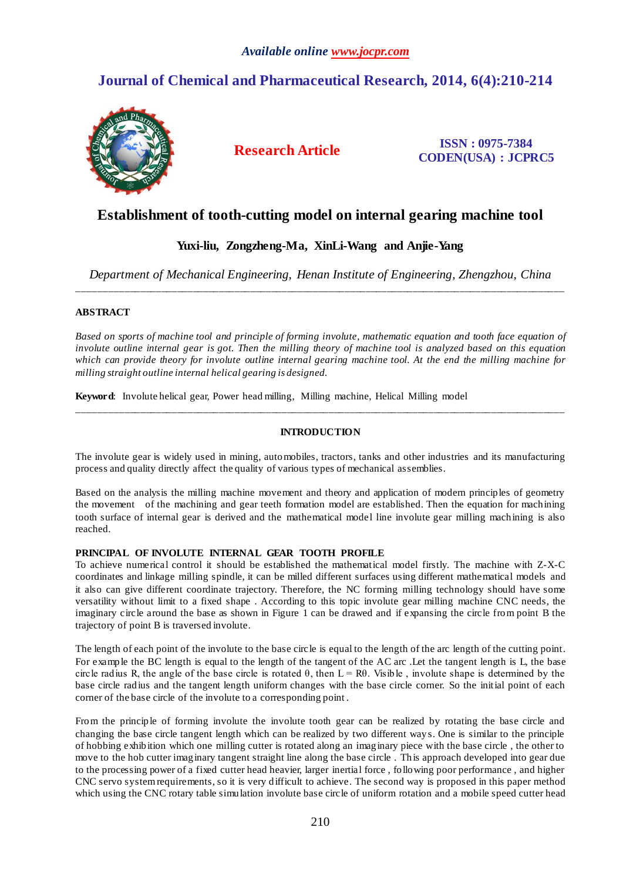*Available online www.jocpr.com*

## Journal of Chemical and Pharmaceutical Research, 2014, 6(4):210-214

**Research Article**

**ISSN : 0975-7384**
**CODEN(USA) : JCPRC5**

# Establishment of tooth-cutting model on internal gearing machine tool

**Yuxi-liu, Zongzheng-Ma, XinLi-Wang and Anjie-Yang**

*Department of Mechanical Engineering, Henan Institute of Engineering, Zhengzhou, China*

---

**ABSTRACT**

*Based on sports of machine tool and principle of forming involute, mathematic equation and tooth face equation of involute outline internal gear is got. Then the milling theory of machine tool is analyzed based on this equation which can provide theory for involute outline internal gearing machine tool. At the end the milling machine for milling straight outline internal helical gearing is designed.*

**Keyword**: Involute helical gear, Power head milling, Milling machine, Helical Milling model

---

## INTRODUCTION

The involute gear is widely used in mining, automobiles, tractors, tanks and other industries and its manufacturing process and quality directly affect the quality of various types of mechanical assemblies.

Based on the analysis the milling machine movement and theory and application of modern principles of geometry the movement of the machining and gear teeth formation model are established. Then the equation for machining tooth surface of internal gear is derived and the mathematical model line involute gear milling machining is also reached.

### PRINCIPAL OF INVOLUTE INTERNAL GEAR TOOTH PROFILE

To achieve numerical control it should be established the mathematical model firstly. The machine with Z-X-C coordinates and linkage milling spindle, it can be milled different surfaces using different mathematical models and it also can give different coordinate trajectory. Therefore, the NC forming milling technology should have some versatility without limit to a fixed shape . According to this topic involute gear milling machine CNC needs, the imaginary circle around the base as shown in Figure 1 can be drawed and if expansing the circle from point B the trajectory of point B is traversed involute.

The length of each point of the involute to the base circle is equal to the length of the arc length of the cutting point. For example the BC length is equal to the length of the tangent of the AC arc .Let the tangent length is L, the base circle radius R, the angle of the base circle is rotated $\theta$, then $L = R\theta$. Visible , involute shape is determined by the base circle radius and the tangent length uniform changes with the base circle corner. So the initial point of each corner of the base circle of the involute to a corresponding point .

From the principle of forming involute the involute tooth gear can be realized by rotating the base circle and changing the base circle tangent length which can be realized by two different ways. One is similar to the principle of hobbing exhibition which one milling cutter is rotated along an imaginary piece with the base circle , the other to move to the hob cutter imaginary tangent straight line along the base circle . This approach developed into gear due to the processing power of a fixed cutter head heavier, larger inertial force , following poor performance , and higher CNC servo system requirements, so it is very difficult to achieve. The second way is proposed in this paper method which using the CNC rotary table simulation involute base circle of uniform rotation and a mobile speed cutter head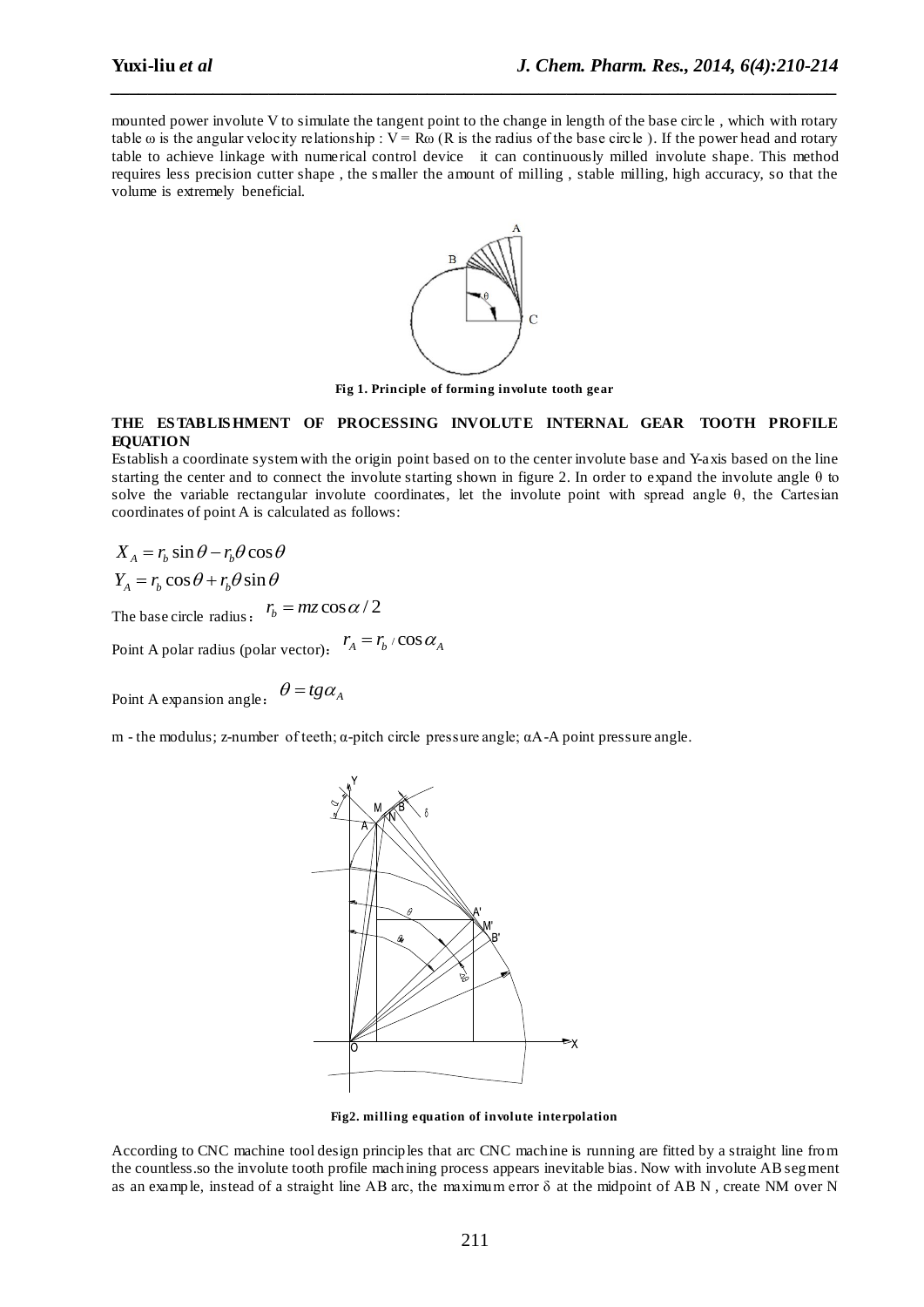mounted power involute V to simulate the tangent point to the change in length of the base circle , which with rotary table ω is the angular velocity relationship : V = Rω (R is the radius of the base circle ). If the power head and rotary table to achieve linkage with numerical control device it can continuously milled involute shape. This method requires less precision cutter shape , the smaller the amount of milling , stable milling, high accuracy, so that the volume is extremely beneficial.

**Fig 1. Principle of forming involute tooth gear**

## THE ESTABLISHMENT OF PROCESSING INVOLUTE INTERNAL GEAR TOOTH PROFILE EQUATION

Establish a coordinate system with the origin point based on to the center involute base and Y-axis based on the line starting the center and to connect the involute starting shown in figure 2. In order to expand the involute angle θ to solve the variable rectangular involute coordinates, let the involute point with spread angle θ, the Cartesian coordinates of point A is calculated as follows:

$$X_A = r_b \sin\theta - r_b\theta\cos\theta$$

$$Y_A = r_b \cos\theta + r_b\theta\sin\theta$$

The base circle radius： $r_b = mz\cos\alpha / 2$

Point A polar radius (polar vector)： $r_A = r_b / \cos\alpha_A$

Point A expansion angle： $\theta = tg\alpha_A$

m - the modulus; z-number of teeth; α-pitch circle pressure angle; αA-A point pressure angle.

**Fig2. milling equation of involute interpolation**

According to CNC machine tool design principles that arc CNC machine is running are fitted by a straight line from the countless.so the involute tooth profile machining process appears inevitable bias. Now with involute AB segment as an example, instead of a straight line AB arc, the maximum error δ at the midpoint of AB N , create NM over N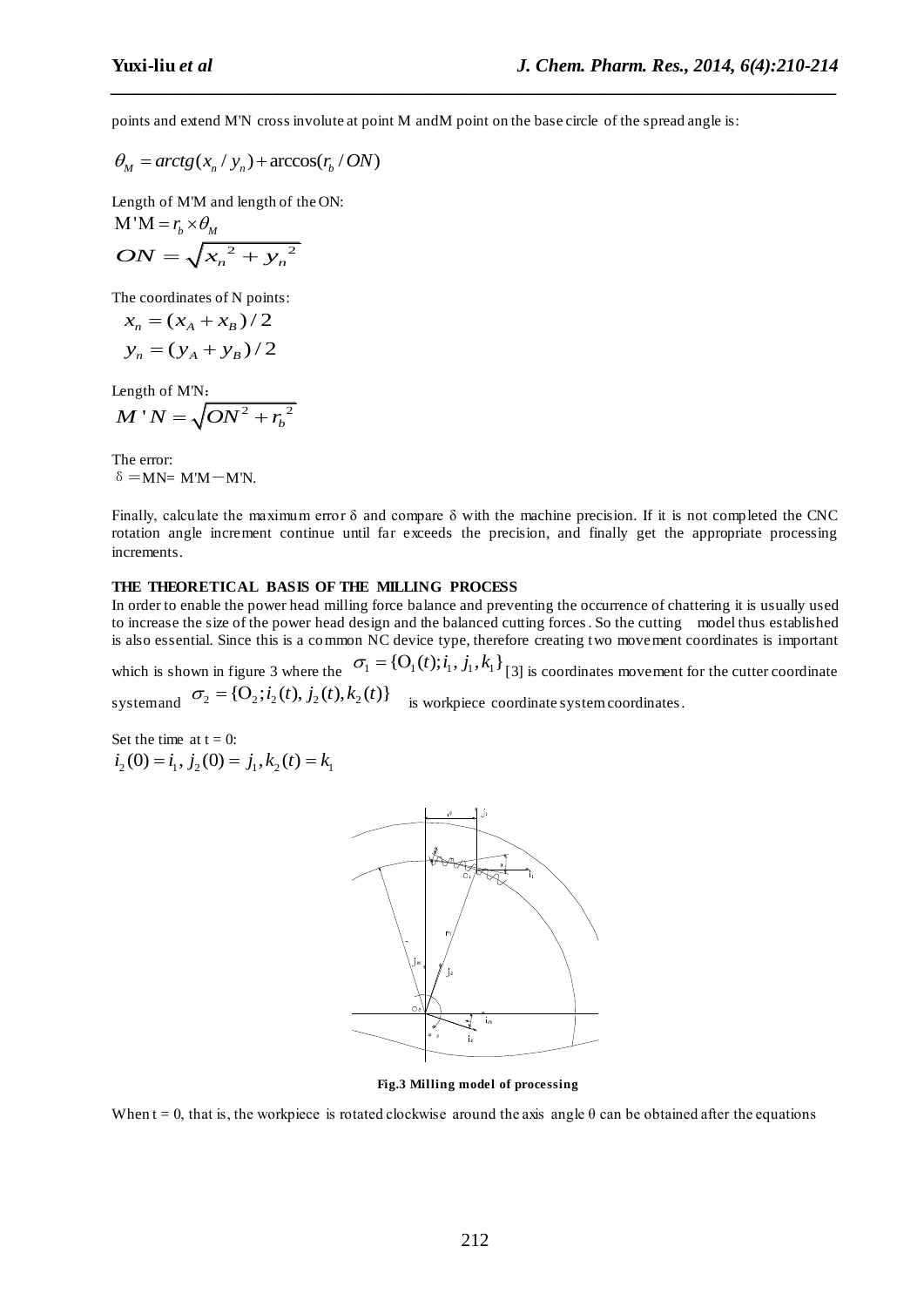points and extend M'N cross involute at point M andM point on the base circle of the spread angle is:

$$\theta_M = arctg(x_n / y_n) + \arccos(r_b / ON)$$

Length of M'M and length of the ON:

$$\mathrm{M'M} = r_b \times \theta_M$$

$$ON = \sqrt{x_n^{\ 2} + y_n^{\ 2}}$$

The coordinates of N points:

$$x_n = (x_A + x_B)/2$$

$$y_n = (y_A + y_B)/2$$

Length of M'N:

$$M'N = \sqrt{ON^2 + r_b^{\ 2}}$$

The error:

δ =MN= M'M－M'N.

Finally, calculate the maximum error δ and compare δ with the machine precision. If it is not completed the CNC rotation angle increment continue until far exceeds the precision, and finally get the appropriate processing increments.

**THE THEORETICAL BASIS OF THE MILLING PROCESS**

In order to enable the power head milling force balance and preventing the occurrence of chattering it is usually used to increase the size of the power head design and the balanced cutting forces. So the cutting model thus established is also essential. Since this is a common NC device type, therefore creating two movement coordinates is important which is shown in figure 3 where the $\sigma_1 = \{\mathrm{O}_1(t); i_1, j_1, k_1\}$ [3] is coordinates movement for the cutter coordinate systemand $\sigma_2 = \{\mathrm{O}_2; i_2(t), j_2(t), k_2(t)\}$ is workpiece coordinate system coordinates.

Set the time at t = 0:

$$i_2(0) = i_1, j_2(0) = j_1, k_2(t) = k_1$$

**Fig.3 Milling model of processing**

When t = 0, that is, the workpiece is rotated clockwise around the axis angle θ can be obtained after the equations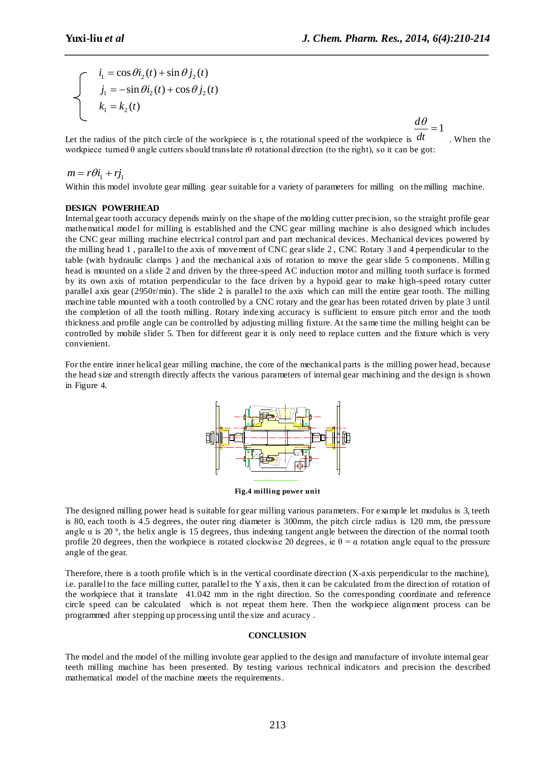$$
\begin{cases}
i_1 = \cos\theta i_2(t) + \sin\theta j_2(t) \\
j_1 = -\sin\theta i_2(t) + \cos\theta j_2(t) \\
k_1 = k_2(t)
\end{cases}
$$

Let the radius of the pitch circle of the workpiece is r, the rotational speed of the workpiece is $\frac{d\theta}{dt} = 1$. When the workpiece turned θ angle cutters should translate rθ rotational direction (to the right), so it can be got:

$$m = r\theta i_1 + r j_1$$

Within this model involute gear milling gear suitable for a variety of parameters for milling on the milling machine.

### DESIGN POWERHEAD

Internal gear tooth accuracy depends mainly on the shape of the molding cutter precision, so the straight profile gear mathematical model for milling is established and the CNC gear milling machine is also designed which includes the CNC gear milling machine electrical control part and part mechanical devices. Mechanical devices powered by the milling head 1 , parallel to the axis of movement of CNC gear slide 2 , CNC Rotary 3 and 4 perpendicular to the table (with hydraulic clamps ) and the mechanical axis of rotation to move the gear slide 5 components. Milling head is mounted on a slide 2 and driven by the three-speed AC induction motor and milling tooth surface is formed by its own axis of rotation perpendicular to the face driven by a hypoid gear to make high-speed rotary cutter parallel axis gear (2950r/min). The slide 2 is parallel to the axis which can mill the entire gear tooth. The milling machine table mounted with a tooth controlled by a CNC rotary and the gear has been rotated driven by plate 3 until the completion of all the tooth milling. Rotary indexing accuracy is sufficient to ensure pitch error and the tooth thickness and profile angle can be controlled by adjusting milling fixture. At the same time the milling height can be controlled by mobile slider 5. Then for different gear it is only need to replace cutters and the fixture which is very convienient.

For the entire inner helical gear milling machine, the core of the mechanical parts is the milling power head, because the head size and strength directly affects the various parameters of internal gear machining and the design is shown in Figure 4.

**Fig.4 milling power unit**

The designed milling power head is suitable for gear milling various parameters. For example let modulus is 3, teeth is 80, each tooth is 4.5 degrees, the outer ring diameter is 300mm, the pitch circle radius is 120 mm, the pressure angle α is 20 °, the helix angle is 15 degrees, thus indexing tangent angle between the direction of the normal tooth profile 20 degrees, then the workpiece is rotated clockwise 20 degrees, ie θ = α rotation angle equal to the pressure angle of the gear.

Therefore, there is a tooth profile which is in the vertical coordinate direction (X-axis perpendicular to the machine), i.e. parallel to the face milling cutter, parallel to the Y axis, then it can be calculated from the direction of rotation of the workpiece that it translate 41.042 mm in the right direction. So the corresponding coordinate and reference circle speed can be calculated which is not repeat them here. Then the workpiece alignment process can be programmed after stepping up processing until the size and acuracy .

### CONCLUSION

The model and the model of the milling involute gear applied to the design and manufacture of involute internal gear teeth milling machine has been presented. By testing various technical indicators and precision the described mathematical model of the machine meets the requirements.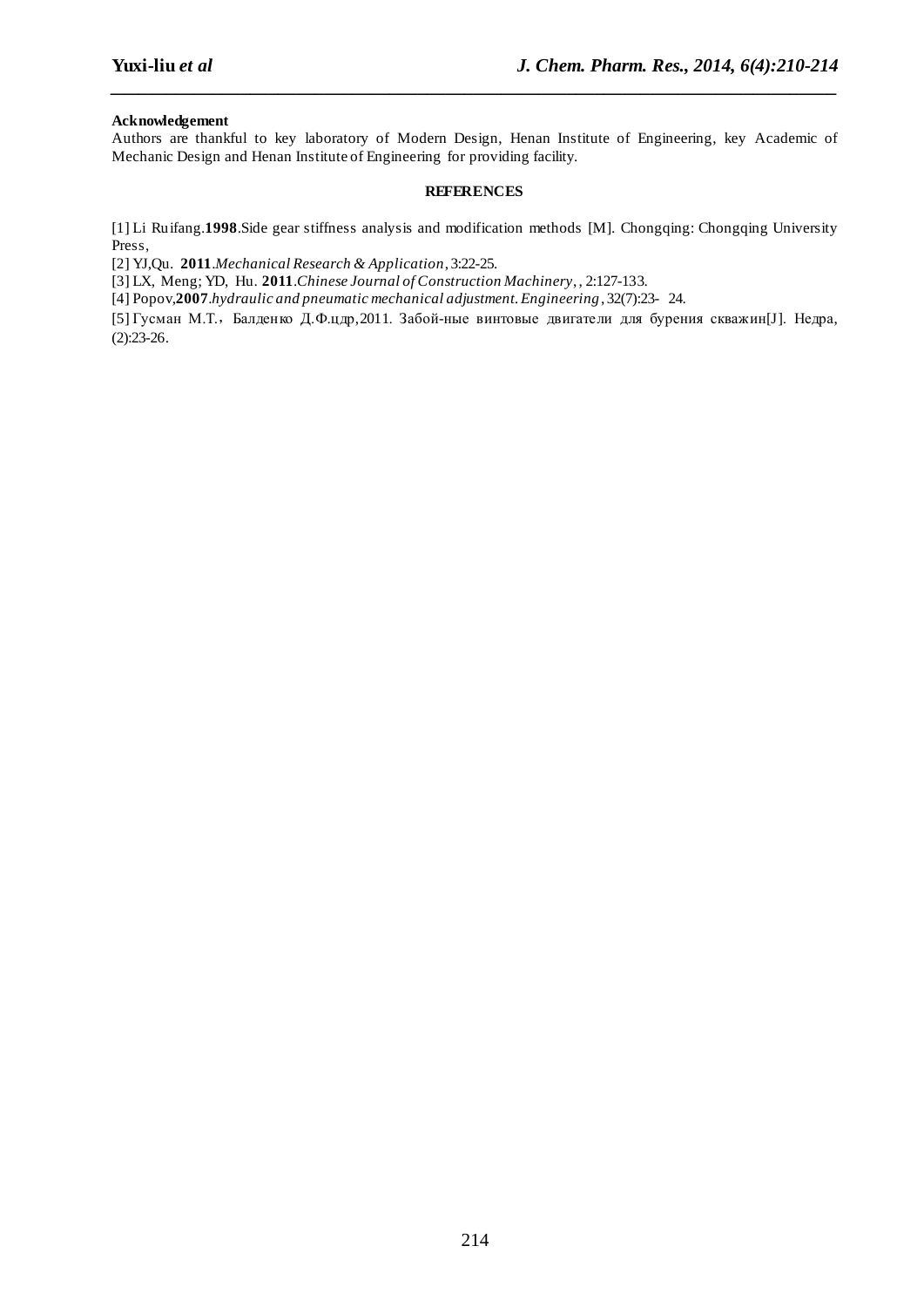**Acknowledgement**

Authors are thankful to key laboratory of Modern Design, Henan Institute of Engineering, key Academic of Mechanic Design and Henan Institute of Engineering for providing facility.

## REFERENCES

[1] Li Ruifang.**1998**.Side gear stiffness analysis and modification methods [M]. Chongqing: Chongqing University Press,

[2] YJ,Qu. **2011**.*Mechanical Research & Application*, 3:22-25.

[3] LX, Meng; YD, Hu. **2011**.*Chinese Journal of Construction Machinery*, , 2:127-133.

[4] Popov,**2007**.*hydraulic and pneumatic mechanical adjustment. Engineering*, 32(7):23- 24.

[5] Гусман М.Т.，Балденко Д.Ф.цдр,2011. Забой-ные винтовые двигатели для бурения скважин[J]. Недра, (2):23-26.